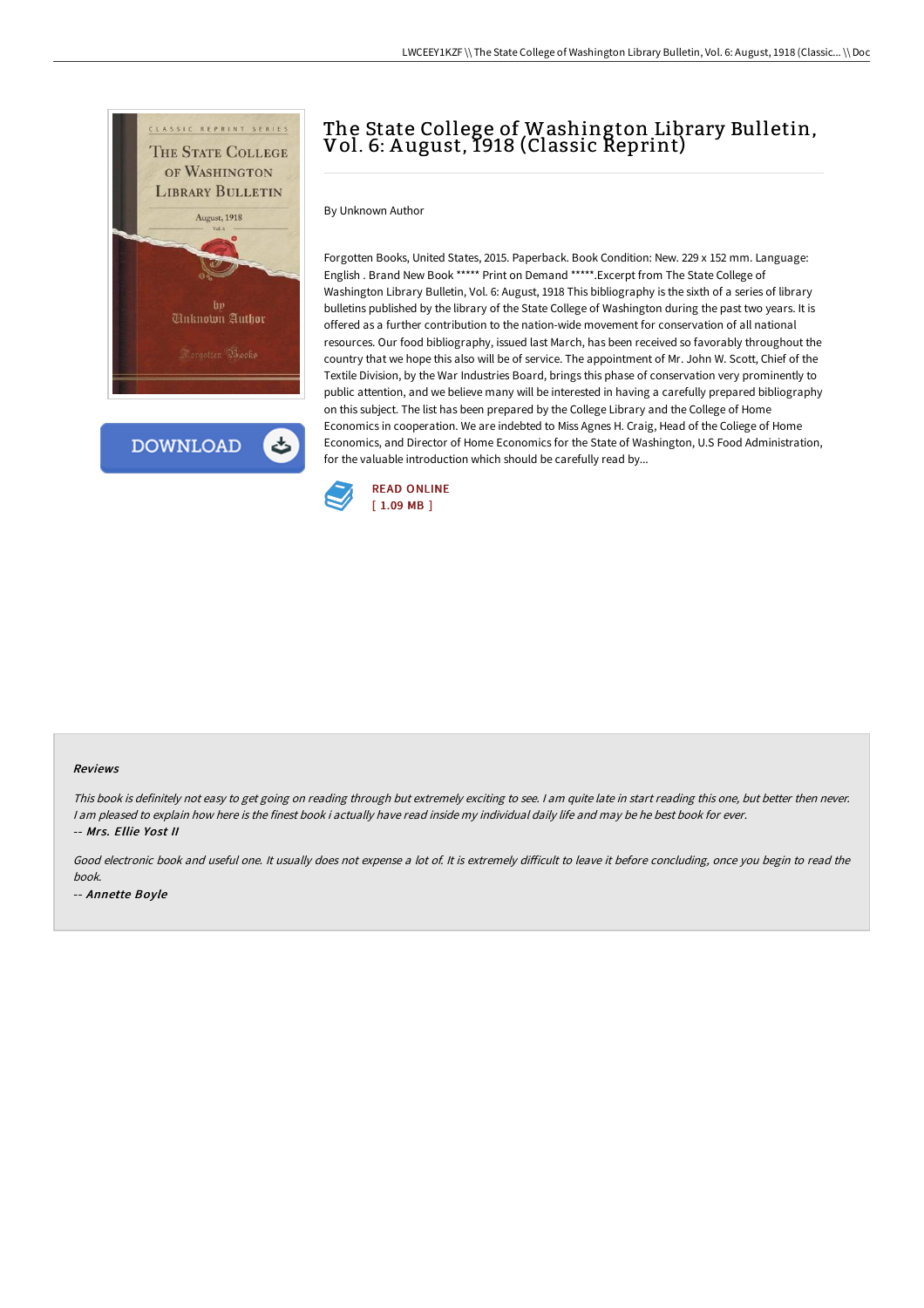# The State College of Washington Library Bulletin, Vol. 6: August, 1918 (Classic Reprint)

By Unknown Author

Forgotten Books, United States, 2015. Paperback. Book Condition: New. 229 x 152 mm. Language: English . Brand New Book ***** Print on Demand *****.Excerpt from The State College of Washington Library Bulletin, Vol. 6: August, 1918 This bibliography is the sixth of a series of library bulletins published by the library of the State College of Washington during the past two years. It is offered as a further contribution to the nation-wide movement for conservation of all national resources. Our food bibliography, issued last March, has been received so favorably throughout the country that we hope this also will be of service. The appointment of Mr. John W. Scott, Chief of the Textile Division, by the War Industries Board, brings this phase of conservation very prominently to public attention, and we believe many will be interested in having a carefully prepared bibliography on this subject. The list has been prepared by the College Library and the College of Home Economics in cooperation. We are indebted to Miss Agnes H. Craig, Head of the Coiiege of Home Economics, and Director of Home Economics for the State of Washington, U.S Food Administration, for the valuable introduction which should be carefully read by...

DOWNLOAD

READ ONLINE
[ 1.09 MB ]

## Reviews

*This book is definitely not easy to get going on reading through but extremely exciting to see. I am quite late in start reading this one, but better then never. I am pleased to explain how here is the finest book i actually have read inside my individual daily life and may be he best book for ever.*

*-- Mrs. Ellie Yost II*

*Good electronic book and useful one. It usually does not expense a lot of. It is extremely difficult to leave it before concluding, once you begin to read the book.*

*-- Annette Boyle*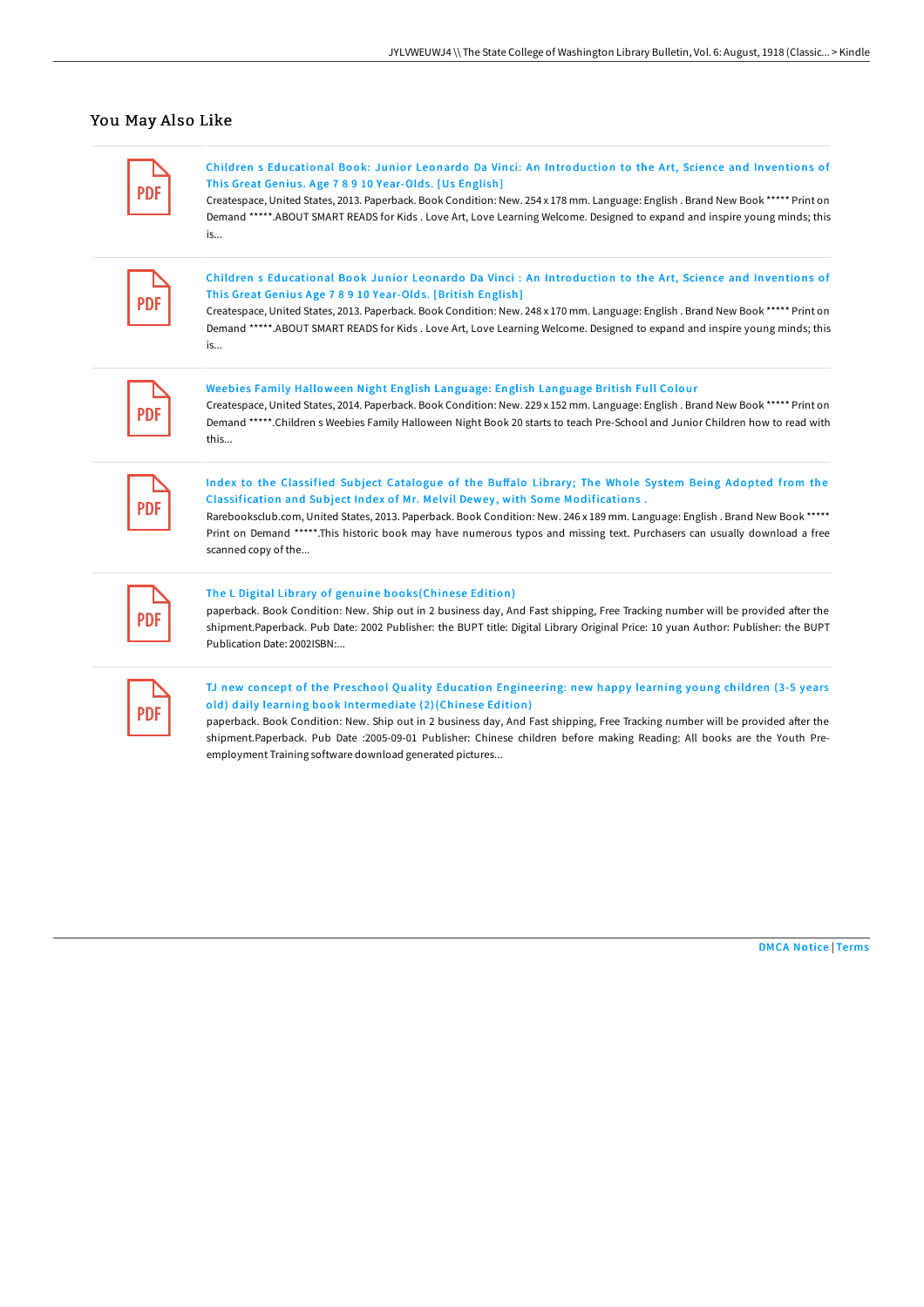## You May Also Like

PDF

**Children s Educational Book: Junior Leonardo Da Vinci: An Introduction to the Art, Science and Inventions of This Great Genius. Age 7 8 9 10 Year-Olds. [Us English]**

Createspace, United States, 2013. Paperback. Book Condition: New. 254 x 178 mm. Language: English . Brand New Book ***** Print on Demand *****.ABOUT SMART READS for Kids . Love Art, Love Learning Welcome. Designed to expand and inspire young minds; this is...

PDF

**Children s Educational Book Junior Leonardo Da Vinci : An Introduction to the Art, Science and Inventions of This Great Genius Age 7 8 9 10 Year-Olds. [British English]**

Createspace, United States, 2013. Paperback. Book Condition: New. 248 x 170 mm. Language: English . Brand New Book ***** Print on Demand *****.ABOUT SMART READS for Kids . Love Art, Love Learning Welcome. Designed to expand and inspire young minds; this is...

PDF

**Weebies Family Halloween Night English Language: English Language British Full Colour**

Createspace, United States, 2014. Paperback. Book Condition: New. 229 x 152 mm. Language: English . Brand New Book ***** Print on Demand *****.Children s Weebies Family Halloween Night Book 20 starts to teach Pre-School and Junior Children how to read with this...

PDF

**Index to the Classified Subject Catalogue of the Buffalo Library; The Whole System Being Adopted from the Classification and Subject Index of Mr. Melvil Dewey, with Some Modifications .**

Rarebooksclub.com, United States, 2013. Paperback. Book Condition: New. 246 x 189 mm. Language: English . Brand New Book ***** Print on Demand *****.This historic book may have numerous typos and missing text. Purchasers can usually download a free scanned copy of the...

PDF

**The L Digital Library of genuine books(Chinese Edition)**

paperback. Book Condition: New. Ship out in 2 business day, And Fast shipping, Free Tracking number will be provided after the shipment.Paperback. Pub Date: 2002 Publisher: the BUPT title: Digital Library Original Price: 10 yuan Author: Publisher: the BUPT Publication Date: 2002ISBN:...

PDF

**TJ new concept of the Preschool Quality Education Engineering: new happy learning young children (3-5 years old) daily learning book Intermediate (2)(Chinese Edition)**

paperback. Book Condition: New. Ship out in 2 business day, And Fast shipping, Free Tracking number will be provided after the shipment.Paperback. Pub Date :2005-09-01 Publisher: Chinese children before making Reading: All books are the Youth Pre-employment Training software download generated pictures...